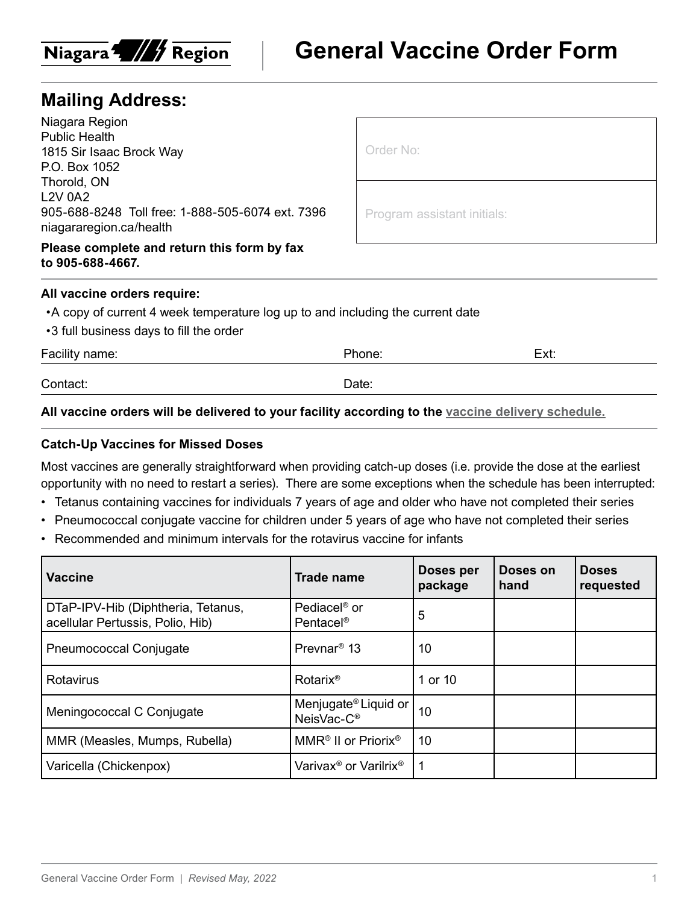Niagara Region

# General Vaccine Order Form

## Mailing Address:

Niagara Region
Public Health
1815 Sir Isaac Brock Way
P.O. Box 1052
Thorold, ON
L2V 0A2
905-688-8248 Toll free: 1-888-505-6074 ext. 7396
niagararegion.ca/health

**Please complete and return this form by fax to 905-688-4667.**

Order No:

Program assistant initials:

**All vaccine orders require:**

- A copy of current 4 week temperature log up to and including the current date
- 3 full business days to fill the order

Facility name: Phone: Ext:

Contact: Date:

**All vaccine orders will be delivered to your facility according to the vaccine delivery schedule.**

**Catch-Up Vaccines for Missed Doses**

Most vaccines are generally straightforward when providing catch-up doses (i.e. provide the dose at the earliest opportunity with no need to restart a series). There are some exceptions when the schedule has been interrupted:

- Tetanus containing vaccines for individuals 7 years of age and older who have not completed their series
- Pneumococcal conjugate vaccine for children under 5 years of age who have not completed their series
- Recommended and minimum intervals for the rotavirus vaccine for infants

| Vaccine | Trade name | Doses per package | Doses on hand | Doses requested |
|---|---|---|---|---|
| DTaP-IPV-Hib (Diphtheria, Tetanus, acellular Pertussis, Polio, Hib) | Pediacel® or Pentacel® | 5 | | |
| Pneumococcal Conjugate | Prevnar® 13 | 10 | | |
| Rotavirus | Rotarix® | 1 or 10 | | |
| Meningococcal C Conjugate | Menjugate® Liquid or NeisVac-C® | 10 | | |
| MMR (Measles, Mumps, Rubella) | MMR® II or Priorix® | 10 | | |
| Varicella (Chickenpox) | Varivax® or Varilrix® | 1 | | |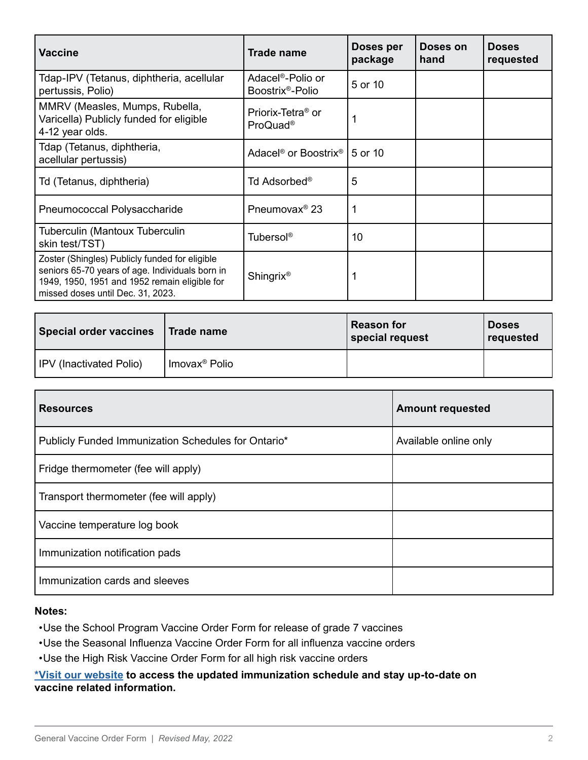| Vaccine | Trade name | Doses per package | Doses on hand | Doses requested |
|---|---|---|---|---|
| Tdap-IPV (Tetanus, diphtheria, acellular pertussis, Polio) | Adacel®-Polio or Boostrix®-Polio | 5 or 10 | | |
| MMRV (Measles, Mumps, Rubella, Varicella) Publicly funded for eligible 4-12 year olds. | Priorix-Tetra® or ProQuad® | 1 | | |
| Tdap (Tetanus, diphtheria, acellular pertussis) | Adacel® or Boostrix® | 5 or 10 | | |
| Td (Tetanus, diphtheria) | Td Adsorbed® | 5 | | |
| Pneumococcal Polysaccharide | Pneumovax® 23 | 1 | | |
| Tuberculin (Mantoux Tuberculin skin test/TST) | Tubersol® | 10 | | |
| Zoster (Shingles) Publicly funded for eligible seniors 65-70 years of age. Individuals born in 1949, 1950, 1951 and 1952 remain eligible for missed doses until Dec. 31, 2023. | Shingrix® | 1 | | |

| Special order vaccines | Trade name | Reason for special request | Doses requested |
|---|---|---|---|
| IPV (Inactivated Polio) | Imovax® Polio | | |

| Resources | Amount requested |
|---|---|
| Publicly Funded Immunization Schedules for Ontario* | Available online only |
| Fridge thermometer (fee will apply) | |
| Transport thermometer (fee will apply) | |
| Vaccine temperature log book | |
| Immunization notification pads | |
| Immunization cards and sleeves | |

**Notes:**

- Use the School Program Vaccine Order Form for release of grade 7 vaccines
- Use the Seasonal Influenza Vaccine Order Form for all influenza vaccine orders
- Use the High Risk Vaccine Order Form for all high risk vaccine orders

**\*Visit our website to access the updated immunization schedule and stay up-to-date on vaccine related information.**

General Vaccine Order Form | *Revised May, 2022*